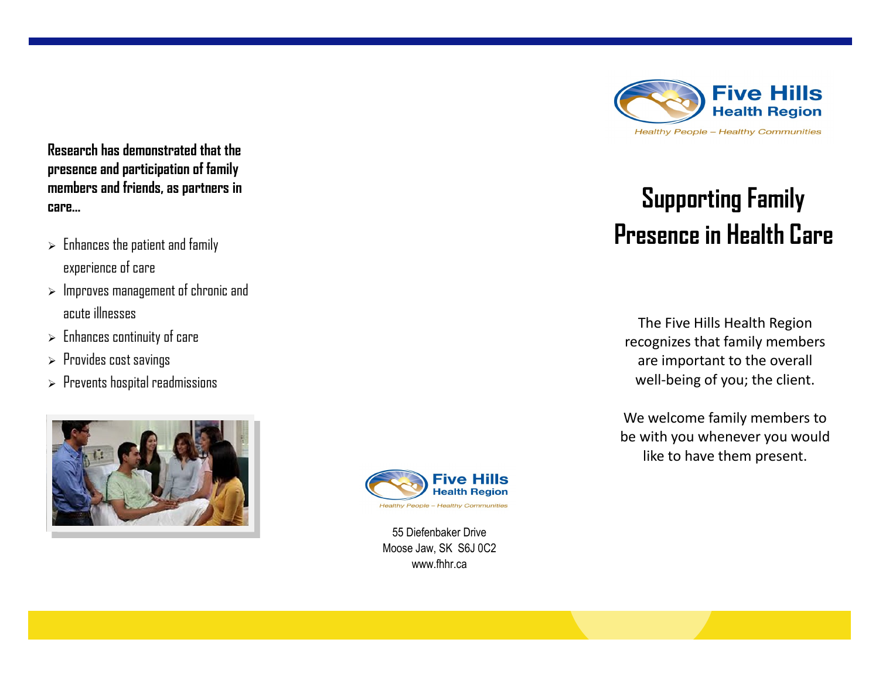**Research has demonstrated that the presence and participation of family members and friends, as partners in care...**

- Enhances the patient and family experience of care
- Improves management of chronic and acute illnesses
- Enhances continuity of care
- Provides cost savings
- Prevents hospital readmissions

Five Hills Health Region

*Healthy People – Healthy Communities*

55 Diefenbaker Drive
Moose Jaw, SK S6J 0C2
www.fhhr.ca

Five Hills Health Region

*Healthy People – Healthy Communities*

# Supporting Family Presence in Health Care

The Five Hills Health Region recognizes that family members are important to the overall well-being of you; the client.

We welcome family members to be with you whenever you would like to have them present.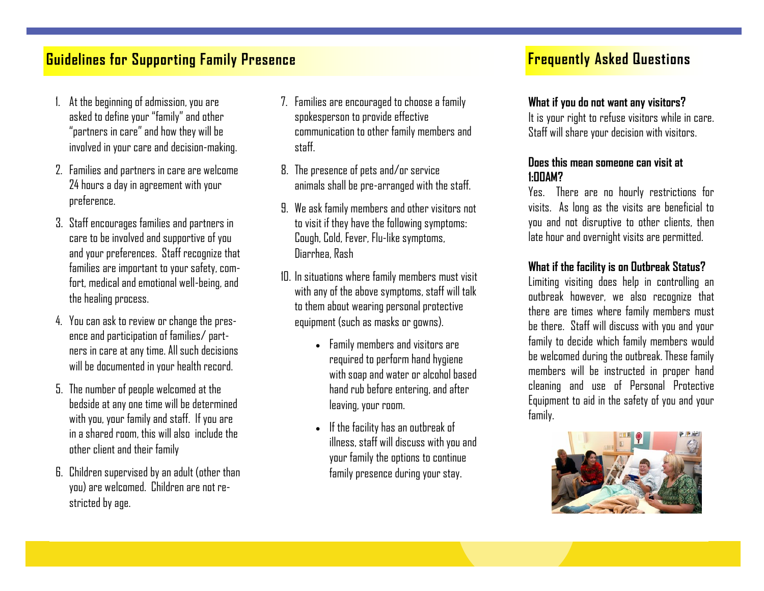## Guidelines for Supporting Family Presence

1. At the beginning of admission, you are asked to define your "family" and other "partners in care" and how they will be involved in your care and decision-making.
2. Families and partners in care are welcome 24 hours a day in agreement with your preference.
3. Staff encourages families and partners in care to be involved and supportive of you and your preferences. Staff recognize that families are important to your safety, comfort, medical and emotional well-being, and the healing process.
4. You can ask to review or change the presence and participation of families/ partners in care at any time. All such decisions will be documented in your health record.
5. The number of people welcomed at the bedside at any one time will be determined with you, your family and staff. If you are in a shared room, this will also include the other client and their family
6. Children supervised by an adult (other than you) are welcomed. Children are not restricted by age.
7. Families are encouraged to choose a family spokesperson to provide effective communication to other family members and staff.
8. The presence of pets and/or service animals shall be pre-arranged with the staff.
9. We ask family members and other visitors not to visit if they have the following symptoms: Cough, Cold, Fever, Flu-like symptoms, Diarrhea, Rash
10. In situations where family members must visit with any of the above symptoms, staff will talk to them about wearing personal protective equipment (such as masks or gowns).
    - Family members and visitors are required to perform hand hygiene with soap and water or alcohol based hand rub before entering, and after leaving, your room.
    - If the facility has an outbreak of illness, staff will discuss with you and your family the options to continue family presence during your stay.

## Frequently Asked Questions

**What if you do not want any visitors?**
It is your right to refuse visitors while in care. Staff will share your decision with visitors.

**Does this mean someone can visit at 1:00AM?**
Yes. There are no hourly restrictions for visits. As long as the visits are beneficial to you and not disruptive to other clients, then late hour and overnight visits are permitted.

**What if the facility is on Outbreak Status?**
Limiting visiting does help in controlling an outbreak however, we also recognize that there are times where family members must be there. Staff will discuss with you and your family to decide which family members would be welcomed during the outbreak. These family members will be instructed in proper hand cleaning and use of Personal Protective Equipment to aid in the safety of you and your family.